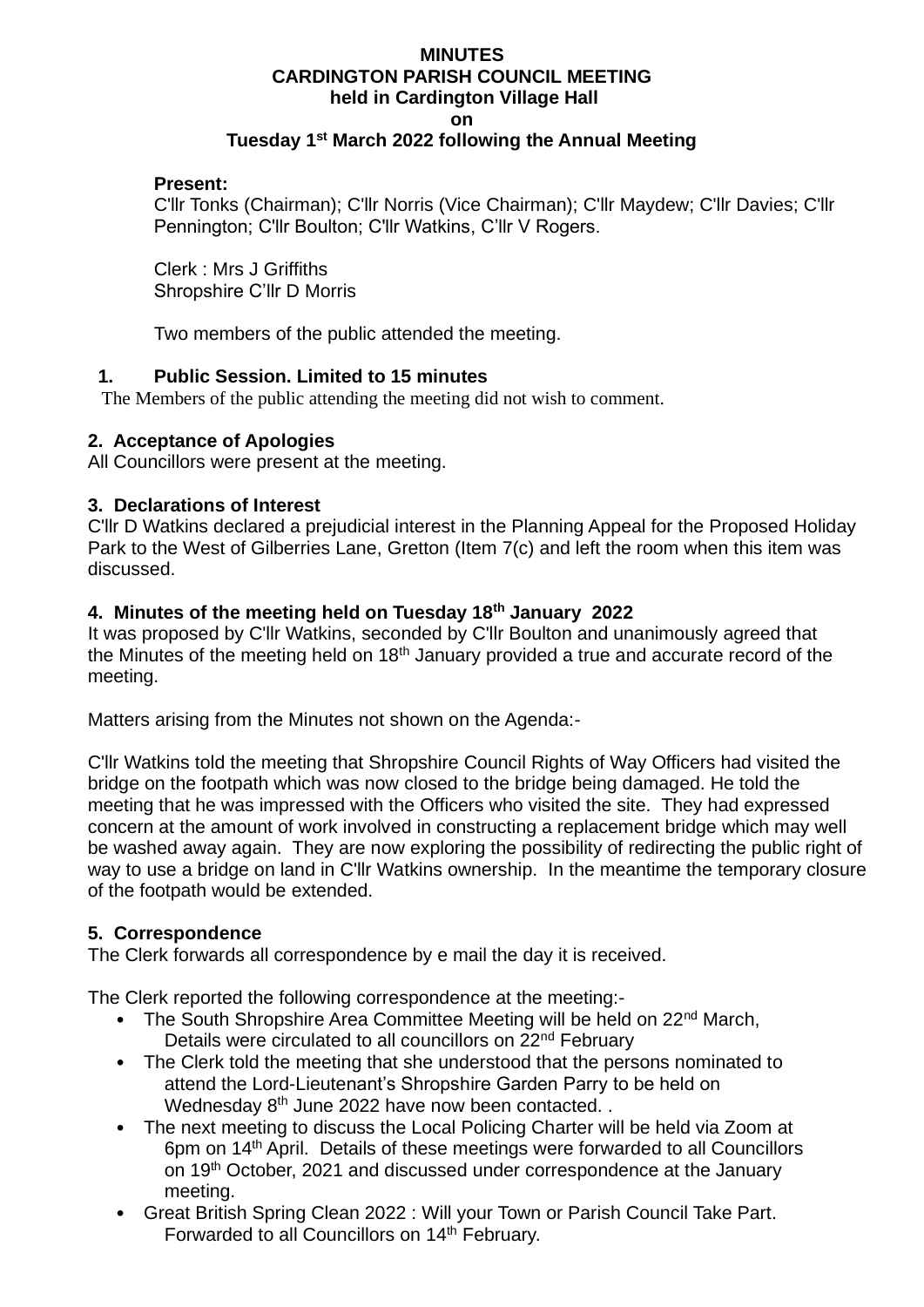**MINUTES**
**CARDINGTON PARISH COUNCIL MEETING**
**held in Cardington Village Hall**
**on**
**Tuesday 1st March 2022 following the Annual Meeting**

**Present:**
C'llr Tonks (Chairman); C'llr Norris (Vice Chairman); C'llr Maydew; C'llr Davies; C'llr Pennington; C'llr Boulton; C'llr Watkins, C'llr V Rogers.

Clerk : Mrs J Griffiths
Shropshire C'llr D Morris

Two members of the public attended the meeting.

**1. Public Session. Limited to 15 minutes**
The Members of the public attending the meeting did not wish to comment.

**2. Acceptance of Apologies**
All Councillors were present at the meeting.

**3. Declarations of Interest**
C'llr D Watkins declared a prejudicial interest in the Planning Appeal for the Proposed Holiday Park to the West of Gilberries Lane, Gretton (Item 7(c) and left the room when this item was discussed.

**4. Minutes of the meeting held on Tuesday 18th January 2022**
It was proposed by C'llr Watkins, seconded by C'llr Boulton and unanimously agreed that the Minutes of the meeting held on 18th January provided a true and accurate record of the meeting.

Matters arising from the Minutes not shown on the Agenda:-

C'llr Watkins told the meeting that Shropshire Council Rights of Way Officers had visited the bridge on the footpath which was now closed to the bridge being damaged. He told the meeting that he was impressed with the Officers who visited the site. They had expressed concern at the amount of work involved in constructing a replacement bridge which may well be washed away again. They are now exploring the possibility of redirecting the public right of way to use a bridge on land in C'llr Watkins ownership. In the meantime the temporary closure of the footpath would be extended.

**5. Correspondence**
The Clerk forwards all correspondence by e mail the day it is received.

The Clerk reported the following correspondence at the meeting:-

- The South Shropshire Area Committee Meeting will be held on 22nd March, Details were circulated to all councillors on 22nd February
- The Clerk told the meeting that she understood that the persons nominated to attend the Lord-Lieutenant's Shropshire Garden Parry to be held on Wednesday 8th June 2022 have now been contacted. .
- The next meeting to discuss the Local Policing Charter will be held via Zoom at 6pm on 14th April. Details of these meetings were forwarded to all Councillors on 19th October, 2021 and discussed under correspondence at the January meeting.
- Great British Spring Clean 2022 : Will your Town or Parish Council Take Part. Forwarded to all Councillors on 14th February.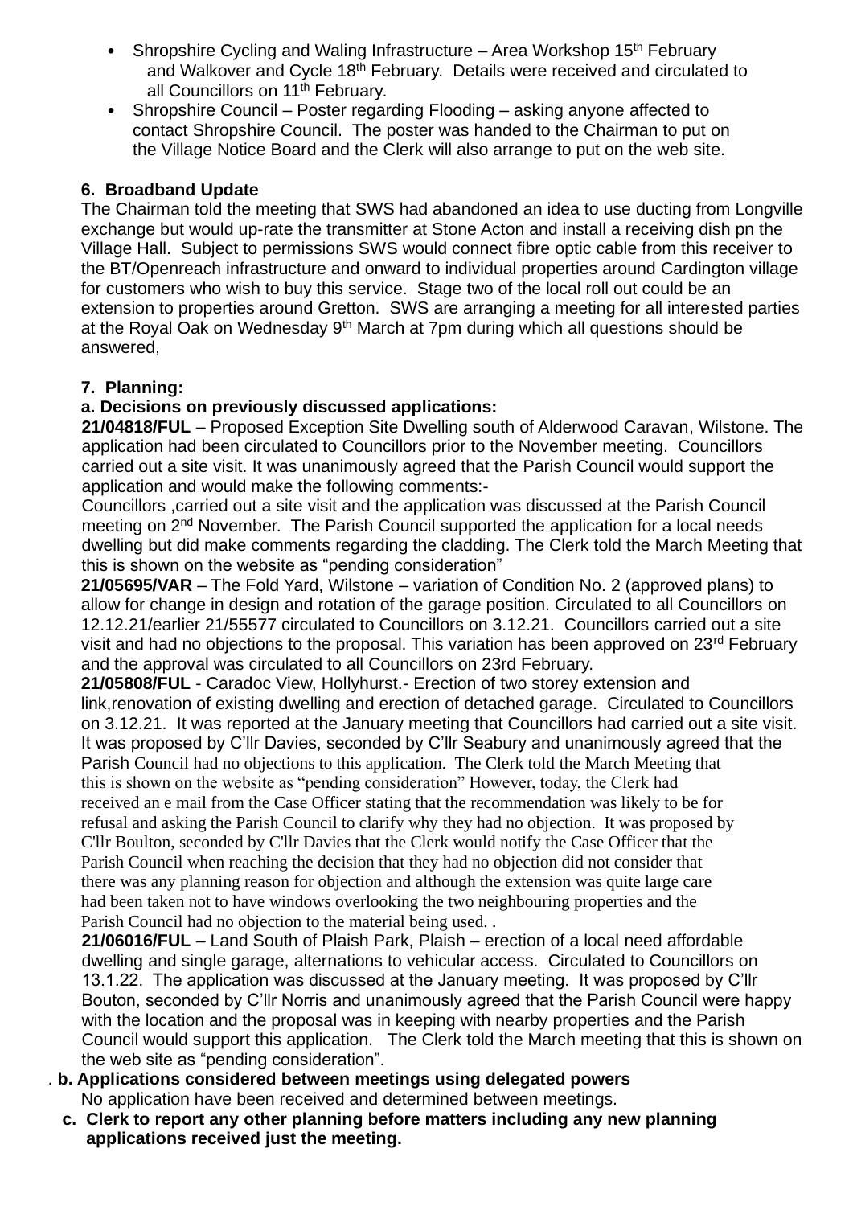- Shropshire Cycling and Waling Infrastructure – Area Workshop 15th February and Walkover and Cycle 18th February. Details were received and circulated to all Councillors on 11th February.
- Shropshire Council – Poster regarding Flooding – asking anyone affected to contact Shropshire Council. The poster was handed to the Chairman to put on the Village Notice Board and the Clerk will also arrange to put on the web site.

**6. Broadband Update**

The Chairman told the meeting that SWS had abandoned an idea to use ducting from Longville exchange but would up-rate the transmitter at Stone Acton and install a receiving dish pn the Village Hall. Subject to permissions SWS would connect fibre optic cable from this receiver to the BT/Openreach infrastructure and onward to individual properties around Cardington village for customers who wish to buy this service. Stage two of the local roll out could be an extension to properties around Gretton. SWS are arranging a meeting for all interested parties at the Royal Oak on Wednesday 9th March at 7pm during which all questions should be answered,

**7. Planning:**

**a. Decisions on previously discussed applications:**

**21/04818/FUL** – Proposed Exception Site Dwelling south of Alderwood Caravan, Wilstone. The application had been circulated to Councillors prior to the November meeting. Councillors carried out a site visit. It was unanimously agreed that the Parish Council would support the application and would make the following comments:-

Councillors ,carried out a site visit and the application was discussed at the Parish Council meeting on 2nd November. The Parish Council supported the application for a local needs dwelling but did make comments regarding the cladding. The Clerk told the March Meeting that this is shown on the website as "pending consideration"

**21/05695/VAR** – The Fold Yard, Wilstone – variation of Condition No. 2 (approved plans) to allow for change in design and rotation of the garage position. Circulated to all Councillors on 12.12.21/earlier 21/55577 circulated to Councillors on 3.12.21. Councillors carried out a site visit and had no objections to the proposal. This variation has been approved on 23rd February and the approval was circulated to all Councillors on 23rd February.

**21/05808/FUL** - Caradoc View, Hollyhurst.- Erection of two storey extension and link,renovation of existing dwelling and erection of detached garage. Circulated to Councillors on 3.12.21. It was reported at the January meeting that Councillors had carried out a site visit. It was proposed by C'llr Davies, seconded by C'llr Seabury and unanimously agreed that the Parish Council had no objections to this application. The Clerk told the March Meeting that this is shown on the website as "pending consideration" However, today, the Clerk had received an e mail from the Case Officer stating that the recommendation was likely to be for refusal and asking the Parish Council to clarify why they had no objection. It was proposed by C'llr Boulton, seconded by C'llr Davies that the Clerk would notify the Case Officer that the Parish Council when reaching the decision that they had no objection did not consider that there was any planning reason for objection and although the extension was quite large care had been taken not to have windows overlooking the two neighbouring properties and the Parish Council had no objection to the material being used. .

**21/06016/FUL** – Land South of Plaish Park, Plaish – erection of a local need affordable dwelling and single garage, alternations to vehicular access. Circulated to Councillors on 13.1.22. The application was discussed at the January meeting. It was proposed by C'llr Bouton, seconded by C'llr Norris and unanimously agreed that the Parish Council were happy with the location and the proposal was in keeping with nearby properties and the Parish Council would support this application. The Clerk told the March meeting that this is shown on the web site as "pending consideration".

. **b. Applications considered between meetings using delegated powers**

No application have been received and determined between meetings.

**c. Clerk to report any other planning before matters including any new planning applications received just the meeting.**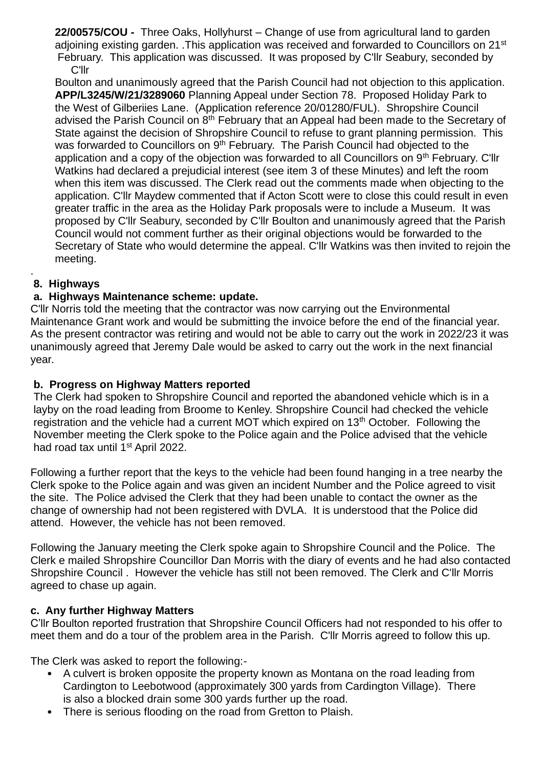**22/00575/COU -** Three Oaks, Hollyhurst – Change of use from agricultural land to garden adjoining existing garden. .This application was received and forwarded to Councillors on 21st February. This application was discussed. It was proposed by C'llr Seabury, seconded by C'llr Boulton and unanimously agreed that the Parish Council had not objection to this application.

**APP/L3245/W/21/3289060** Planning Appeal under Section 78. Proposed Holiday Park to the West of Gilberiies Lane. (Application reference 20/01280/FUL). Shropshire Council advised the Parish Council on 8th February that an Appeal had been made to the Secretary of State against the decision of Shropshire Council to refuse to grant planning permission. This was forwarded to Councillors on 9th February. The Parish Council had objected to the application and a copy of the objection was forwarded to all Councillors on 9th February. C'llr Watkins had declared a prejudicial interest (see item 3 of these Minutes) and left the room when this item was discussed. The Clerk read out the comments made when objecting to the application. C'llr Maydew commented that if Acton Scott were to close this could result in even greater traffic in the area as the Holiday Park proposals were to include a Museum. It was proposed by C'llr Seabury, seconded by C'llr Boulton and unanimously agreed that the Parish Council would not comment further as their original objections would be forwarded to the Secretary of State who would determine the appeal. C'llr Watkins was then invited to rejoin the meeting.

.

**8. Highways**

**a. Highways Maintenance scheme: update.**

C'llr Norris told the meeting that the contractor was now carrying out the Environmental Maintenance Grant work and would be submitting the invoice before the end of the financial year. As the present contractor was retiring and would not be able to carry out the work in 2022/23 it was unanimously agreed that Jeremy Dale would be asked to carry out the work in the next financial year.

**b. Progress on Highway Matters reported**

The Clerk had spoken to Shropshire Council and reported the abandoned vehicle which is in a layby on the road leading from Broome to Kenley. Shropshire Council had checked the vehicle registration and the vehicle had a current MOT which expired on 13th October. Following the November meeting the Clerk spoke to the Police again and the Police advised that the vehicle had road tax until 1st April 2022.

Following a further report that the keys to the vehicle had been found hanging in a tree nearby the Clerk spoke to the Police again and was given an incident Number and the Police agreed to visit the site. The Police advised the Clerk that they had been unable to contact the owner as the change of ownership had not been registered with DVLA. It is understood that the Police did attend. However, the vehicle has not been removed.

Following the January meeting the Clerk spoke again to Shropshire Council and the Police. The Clerk e mailed Shropshire Councillor Dan Morris with the diary of events and he had also contacted Shropshire Council . However the vehicle has still not been removed. The Clerk and C'llr Morris agreed to chase up again.

**c. Any further Highway Matters**

C'llr Boulton reported frustration that Shropshire Council Officers had not responded to his offer to meet them and do a tour of the problem area in the Parish. C'llr Morris agreed to follow this up.

The Clerk was asked to report the following:-

- A culvert is broken opposite the property known as Montana on the road leading from Cardington to Leebotwood (approximately 300 yards from Cardington Village). There is also a blocked drain some 300 yards further up the road.
- There is serious flooding on the road from Gretton to Plaish.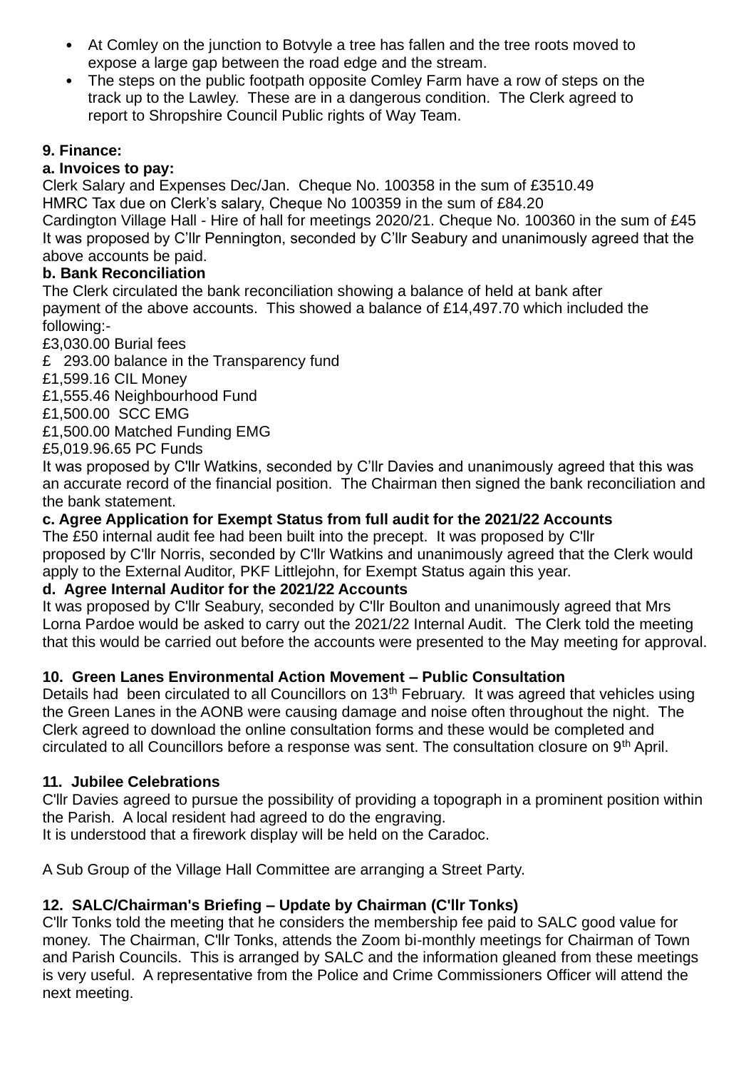- At Comley on the junction to Botvyle a tree has fallen and the tree roots moved to expose a large gap between the road edge and the stream.
- The steps on the public footpath opposite Comley Farm have a row of steps on the track up to the Lawley. These are in a dangerous condition. The Clerk agreed to report to Shropshire Council Public rights of Way Team.

**9. Finance:**

**a. Invoices to pay:**

Clerk Salary and Expenses Dec/Jan. Cheque No. 100358 in the sum of £3510.49
HMRC Tax due on Clerk's salary, Cheque No 100359 in the sum of £84.20
Cardington Village Hall - Hire of hall for meetings 2020/21. Cheque No. 100360 in the sum of £45
It was proposed by C'llr Pennington, seconded by C'llr Seabury and unanimously agreed that the above accounts be paid.

**b. Bank Reconciliation**

The Clerk circulated the bank reconciliation showing a balance of held at bank after payment of the above accounts. This showed a balance of £14,497.70 which included the following:-

£3,030.00 Burial fees
£ 293.00 balance in the Transparency fund
£1,599.16 CIL Money
£1,555.46 Neighbourhood Fund
£1,500.00 SCC EMG
£1,500.00 Matched Funding EMG
£5,019.96.65 PC Funds

It was proposed by C'llr Watkins, seconded by C'llr Davies and unanimously agreed that this was an accurate record of the financial position. The Chairman then signed the bank reconciliation and the bank statement.

**c. Agree Application for Exempt Status from full audit for the 2021/22 Accounts**

The £50 internal audit fee had been built into the precept. It was proposed by C'llr proposed by C'llr Norris, seconded by C'llr Watkins and unanimously agreed that the Clerk would apply to the External Auditor, PKF Littlejohn, for Exempt Status again this year.

**d. Agree Internal Auditor for the 2021/22 Accounts**

It was proposed by C'llr Seabury, seconded by C'llr Boulton and unanimously agreed that Mrs Lorna Pardoe would be asked to carry out the 2021/22 Internal Audit. The Clerk told the meeting that this would be carried out before the accounts were presented to the May meeting for approval.

**10. Green Lanes Environmental Action Movement – Public Consultation**

Details had been circulated to all Councillors on 13th February. It was agreed that vehicles using the Green Lanes in the AONB were causing damage and noise often throughout the night. The Clerk agreed to download the online consultation forms and these would be completed and circulated to all Councillors before a response was sent. The consultation closure on 9th April.

**11. Jubilee Celebrations**

C'llr Davies agreed to pursue the possibility of providing a topograph in a prominent position within the Parish. A local resident had agreed to do the engraving.
It is understood that a firework display will be held on the Caradoc.

A Sub Group of the Village Hall Committee are arranging a Street Party.

**12. SALC/Chairman's Briefing – Update by Chairman (C'llr Tonks)**

C'llr Tonks told the meeting that he considers the membership fee paid to SALC good value for money. The Chairman, C'llr Tonks, attends the Zoom bi-monthly meetings for Chairman of Town and Parish Councils. This is arranged by SALC and the information gleaned from these meetings is very useful. A representative from the Police and Crime Commissioners Officer will attend the next meeting.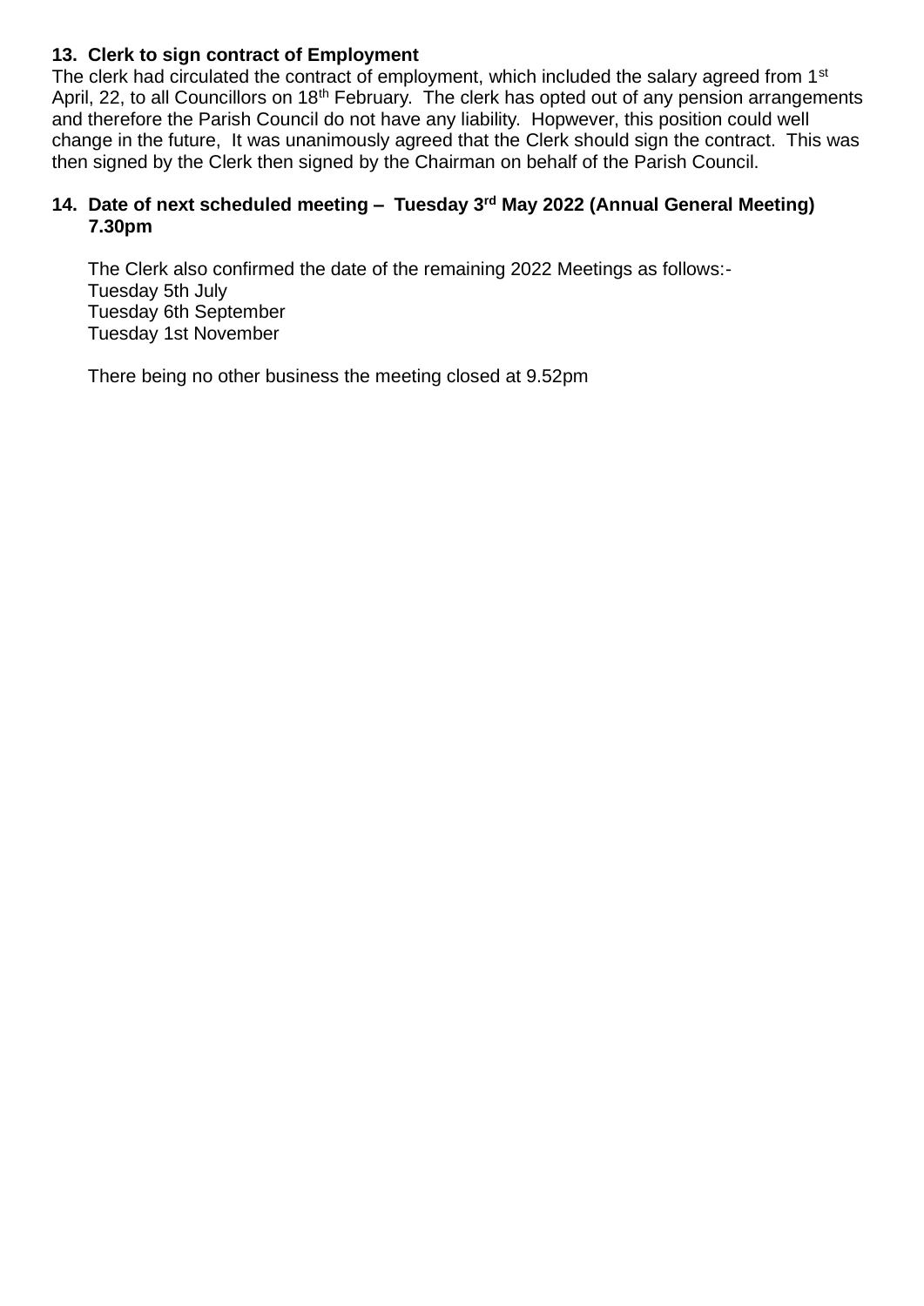**13. Clerk to sign contract of Employment**

The clerk had circulated the contract of employment, which included the salary agreed from 1st April, 22, to all Councillors on 18th February. The clerk has opted out of any pension arrangements and therefore the Parish Council do not have any liability. Hopwever, this position could well change in the future, It was unanimously agreed that the Clerk should sign the contract. This was then signed by the Clerk then signed by the Chairman on behalf of the Parish Council.

**14. Date of next scheduled meeting – Tuesday 3rd May 2022 (Annual General Meeting) 7.30pm**

The Clerk also confirmed the date of the remaining 2022 Meetings as follows:-
Tuesday 5th July
Tuesday 6th September
Tuesday 1st November

There being no other business the meeting closed at 9.52pm